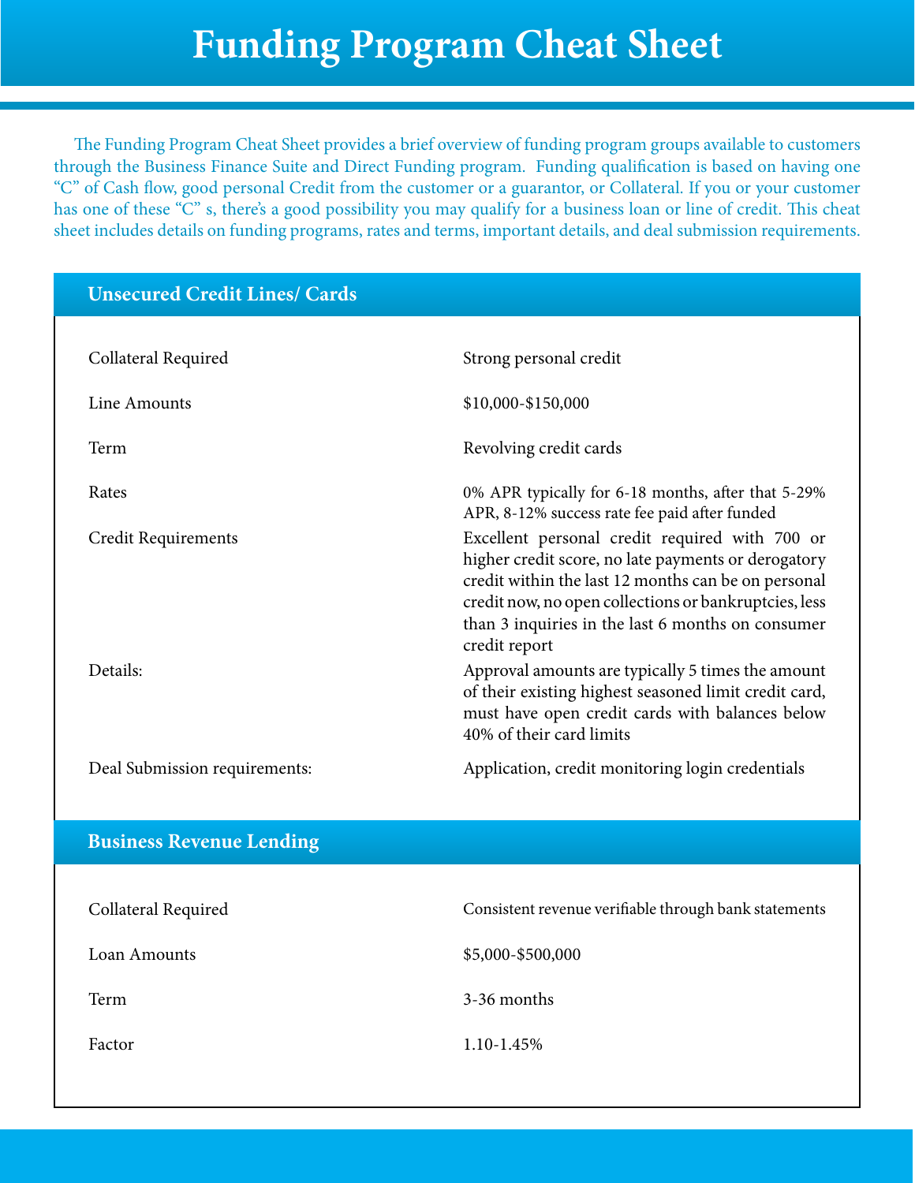# Funding Program Cheat Sheet

The Funding Program Cheat Sheet provides a brief overview of funding program groups available to customers through the Business Finance Suite and Direct Funding program. Funding qualification is based on having one "C" of Cash flow, good personal Credit from the customer or a guarantor, or Collateral. If you or your customer has one of these "C" s, there's a good possibility you may qualify for a business loan or line of credit. This cheat sheet includes details on funding programs, rates and terms, important details, and deal submission requirements.

## Unsecured Credit Lines/ Cards

| | |
|---|---|
| Collateral Required | Strong personal credit |
| Line Amounts | $10,000-$150,000 |
| Term | Revolving credit cards |
| Rates | 0% APR typically for 6-18 months, after that 5-29% APR, 8-12% success rate fee paid after funded |
| Credit Requirements | Excellent personal credit required with 700 or higher credit score, no late payments or derogatory credit within the last 12 months can be on personal credit now, no open collections or bankruptcies, less than 3 inquiries in the last 6 months on consumer credit report |
| Details: | Approval amounts are typically 5 times the amount of their existing highest seasoned limit credit card, must have open credit cards with balances below 40% of their card limits |
| Deal Submission requirements: | Application, credit monitoring login credentials |

## Business Revenue Lending

| | |
|---|---|
| Collateral Required | Consistent revenue verifiable through bank statements |
| Loan Amounts | $5,000-$500,000 |
| Term | 3-36 months |
| Factor | 1.10-1.45% |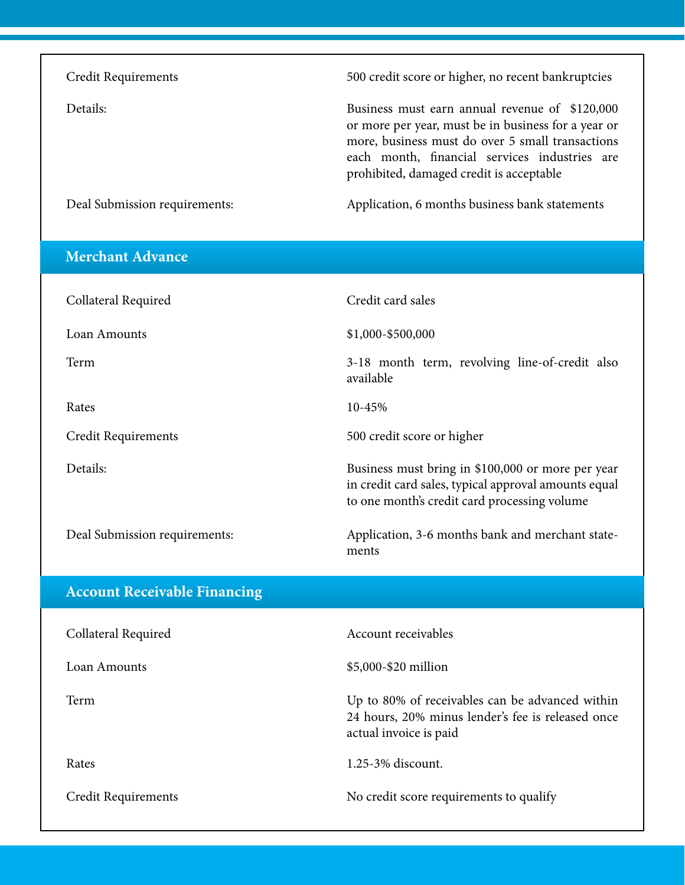| | |
|---|---|
| Credit Requirements | 500 credit score or higher, no recent bankruptcies |
| Details: | Business must earn annual revenue of $120,000 or more per year, must be in business for a year or more, business must do over 5 small transactions each month, financial services industries are prohibited, damaged credit is acceptable |
| Deal Submission requirements: | Application, 6 months business bank statements |

## Merchant Advance

| | |
|---|---|
| Collateral Required | Credit card sales |
| Loan Amounts | $1,000-$500,000 |
| Term | 3-18 month term, revolving line-of-credit also available |
| Rates | 10-45% |
| Credit Requirements | 500 credit score or higher |
| Details: | Business must bring in $100,000 or more per year in credit card sales, typical approval amounts equal to one month's credit card processing volume |
| Deal Submission requirements: | Application, 3-6 months bank and merchant statements |

## Account Receivable Financing

| | |
|---|---|
| Collateral Required | Account receivables |
| Loan Amounts | $5,000-$20 million |
| Term | Up to 80% of receivables can be advanced within 24 hours, 20% minus lender's fee is released once actual invoice is paid |
| Rates | 1.25-3% discount. |
| Credit Requirements | No credit score requirements to qualify |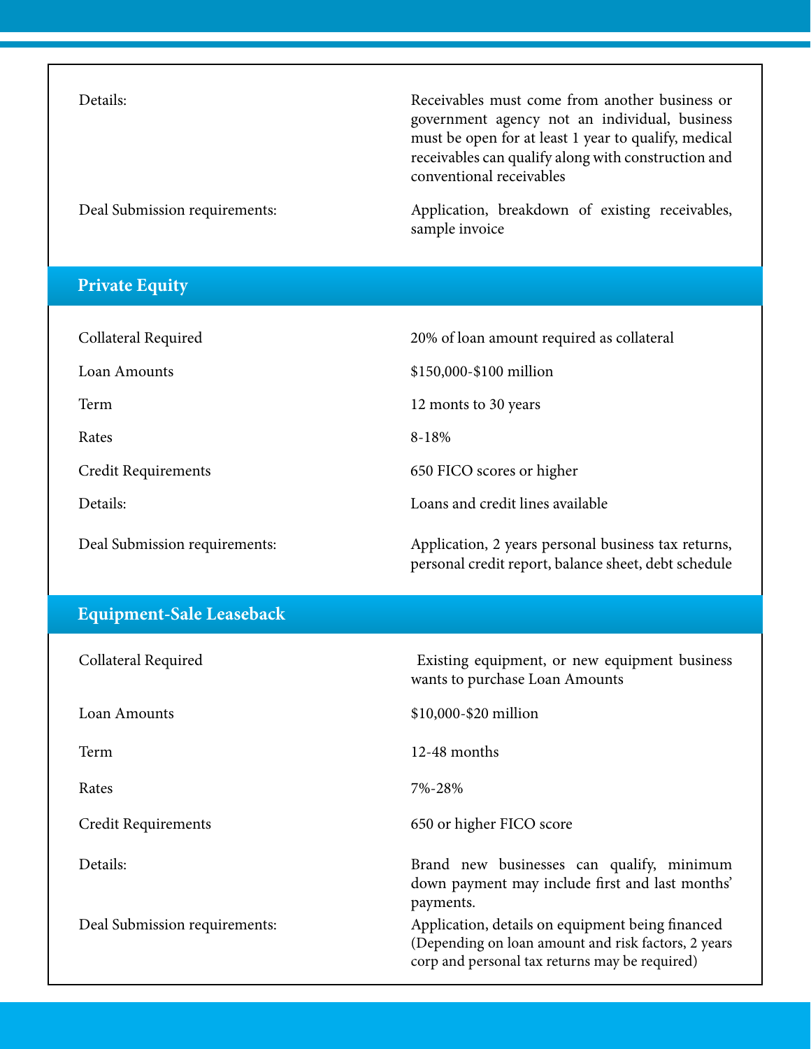| | |
|---|---|
| Details: | Receivables must come from another business or government agency not an individual, business must be open for at least 1 year to qualify, medical receivables can qualify along with construction and conventional receivables |
| Deal Submission requirements: | Application, breakdown of existing receivables, sample invoice |

## Private Equity

| | |
|---|---|
| Collateral Required | 20% of loan amount required as collateral |
| Loan Amounts | $150,000-$100 million |
| Term | 12 monts to 30 years |
| Rates | 8-18% |
| Credit Requirements | 650 FICO scores or higher |
| Details: | Loans and credit lines available |
| Deal Submission requirements: | Application, 2 years personal business tax returns, personal credit report, balance sheet, debt schedule |

## Equipment-Sale Leaseback

| | |
|---|---|
| Collateral Required | Existing equipment, or new equipment business wants to purchase Loan Amounts |
| Loan Amounts | $10,000-$20 million |
| Term | 12-48 months |
| Rates | 7%-28% |
| Credit Requirements | 650 or higher FICO score |
| Details: | Brand new businesses can qualify, minimum down payment may include first and last months' payments. |
| Deal Submission requirements: | Application, details on equipment being financed (Depending on loan amount and risk factors, 2 years corp and personal tax returns may be required) |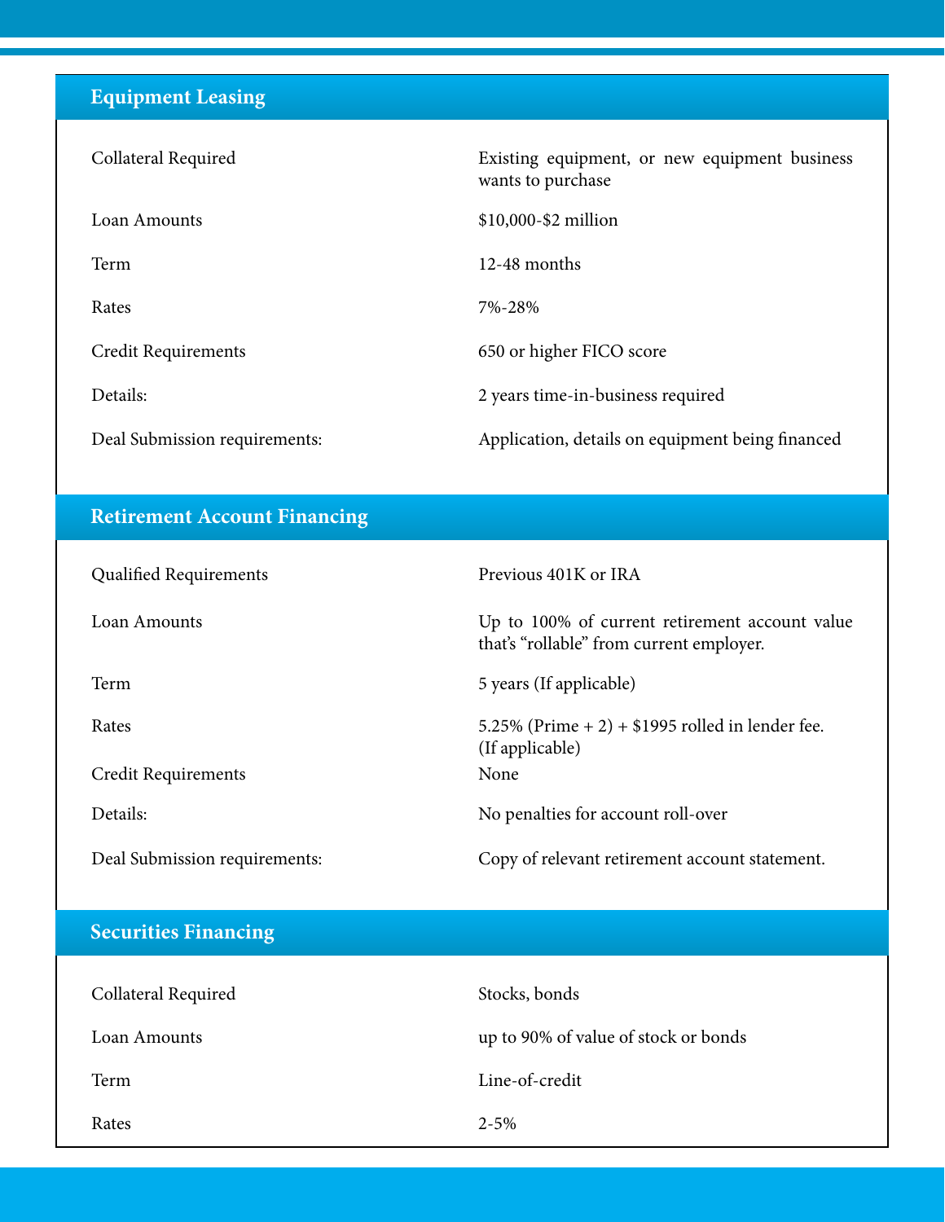## Equipment Leasing

| | |
|---|---|
| Collateral Required | Existing equipment, or new equipment business wants to purchase |
| Loan Amounts | $10,000-$2 million |
| Term | 12-48 months |
| Rates | 7%-28% |
| Credit Requirements | 650 or higher FICO score |
| Details: | 2 years time-in-business required |
| Deal Submission requirements: | Application, details on equipment being financed |

## Retirement Account Financing

| | |
|---|---|
| Qualified Requirements | Previous 401K or IRA |
| Loan Amounts | Up to 100% of current retirement account value that's "rollable" from current employer. |
| Term | 5 years (If applicable) |
| Rates | 5.25% (Prime + 2) + $1995 rolled in lender fee. (If applicable) |
| Credit Requirements | None |
| Details: | No penalties for account roll-over |
| Deal Submission requirements: | Copy of relevant retirement account statement. |

## Securities Financing

| | |
|---|---|
| Collateral Required | Stocks, bonds |
| Loan Amounts | up to 90% of value of stock or bonds |
| Term | Line-of-credit |
| Rates | 2-5% |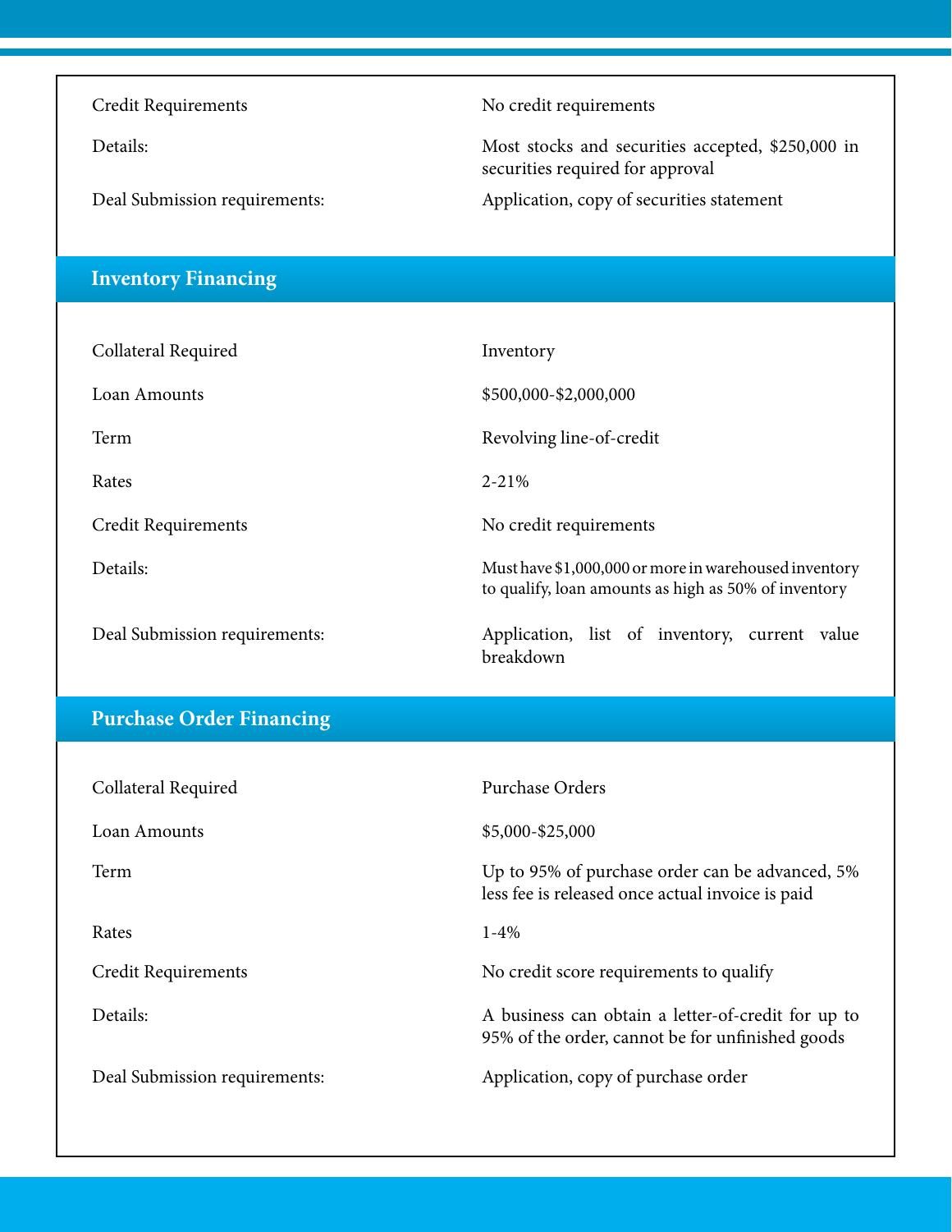| | |
|---|---|
| Credit Requirements | No credit requirements |
| Details: | Most stocks and securities accepted, $250,000 in securities required for approval |
| Deal Submission requirements: | Application, copy of securities statement |

## Inventory Financing

| | |
|---|---|
| Collateral Required | Inventory |
| Loan Amounts | $500,000-$2,000,000 |
| Term | Revolving line-of-credit |
| Rates | 2-21% |
| Credit Requirements | No credit requirements |
| Details: | Must have $1,000,000 or more in warehoused inventory to qualify, loan amounts as high as 50% of inventory |
| Deal Submission requirements: | Application, list of inventory, current value breakdown |

## Purchase Order Financing

| | |
|---|---|
| Collateral Required | Purchase Orders |
| Loan Amounts | $5,000-$25,000 |
| Term | Up to 95% of purchase order can be advanced, 5% less fee is released once actual invoice is paid |
| Rates | 1-4% |
| Credit Requirements | No credit score requirements to qualify |
| Details: | A business can obtain a letter-of-credit for up to 95% of the order, cannot be for unfinished goods |
| Deal Submission requirements: | Application, copy of purchase order |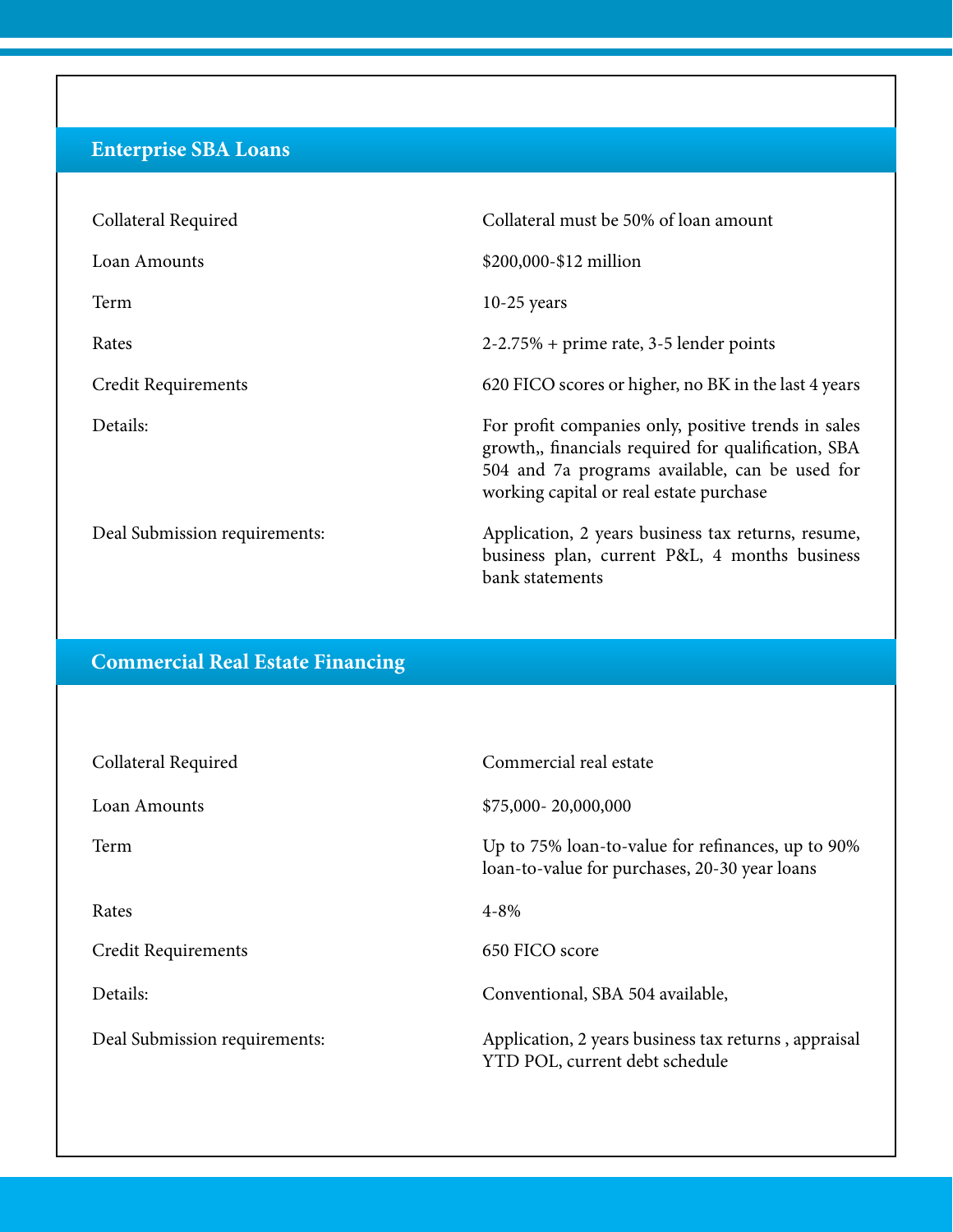## Enterprise SBA Loans

| | |
|---|---|
| Collateral Required | Collateral must be 50% of loan amount |
| Loan Amounts | $200,000-$12 million |
| Term | 10-25 years |
| Rates | 2-2.75% + prime rate, 3-5 lender points |
| Credit Requirements | 620 FICO scores or higher, no BK in the last 4 years |
| Details: | For profit companies only, positive trends in sales growth,, financials required for qualification, SBA 504 and 7a programs available, can be used for working capital or real estate purchase |
| Deal Submission requirements: | Application, 2 years business tax returns, resume, business plan, current P&L, 4 months business bank statements |

## Commercial Real Estate Financing

| | |
|---|---|
| Collateral Required | Commercial real estate |
| Loan Amounts | $75,000- 20,000,000 |
| Term | Up to 75% loan-to-value for refinances, up to 90% loan-to-value for purchases, 20-30 year loans |
| Rates | 4-8% |
| Credit Requirements | 650 FICO score |
| Details: | Conventional, SBA 504 available, |
| Deal Submission requirements: | Application, 2 years business tax returns , appraisal YTD POL, current debt schedule |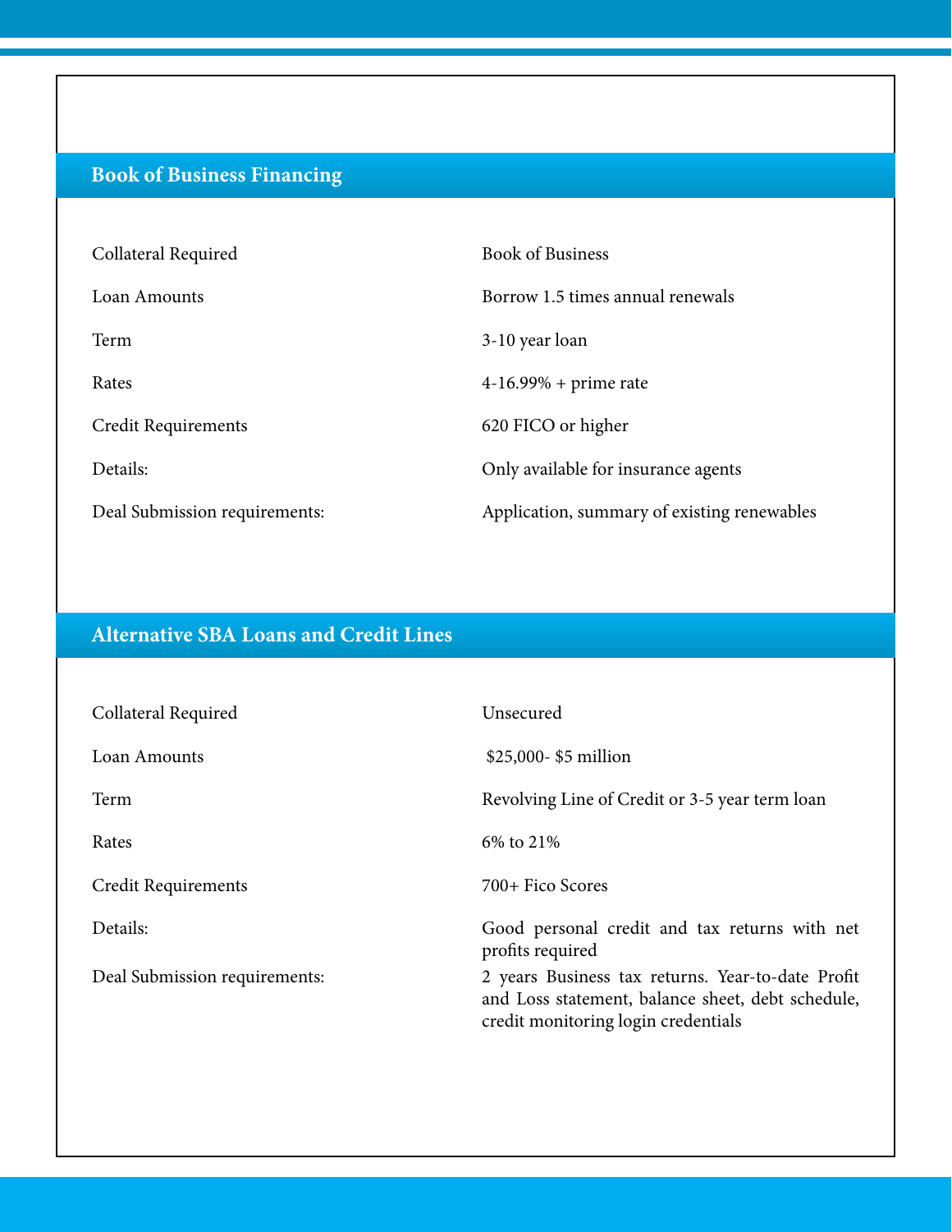## Book of Business Financing

| | |
|---|---|
| Collateral Required | Book of Business |
| Loan Amounts | Borrow 1.5 times annual renewals |
| Term | 3-10 year loan |
| Rates | 4-16.99% + prime rate |
| Credit Requirements | 620 FICO or higher |
| Details: | Only available for insurance agents |
| Deal Submission requirements: | Application, summary of existing renewables |

## Alternative SBA Loans and Credit Lines

| | |
|---|---|
| Collateral Required | Unsecured |
| Loan Amounts | $25,000- $5 million |
| Term | Revolving Line of Credit or 3-5 year term loan |
| Rates | 6% to 21% |
| Credit Requirements | 700+ Fico Scores |
| Details: | Good personal credit and tax returns with net profits required |
| Deal Submission requirements: | 2 years Business tax returns. Year-to-date Profit and Loss statement, balance sheet, debt schedule, credit monitoring login credentials |